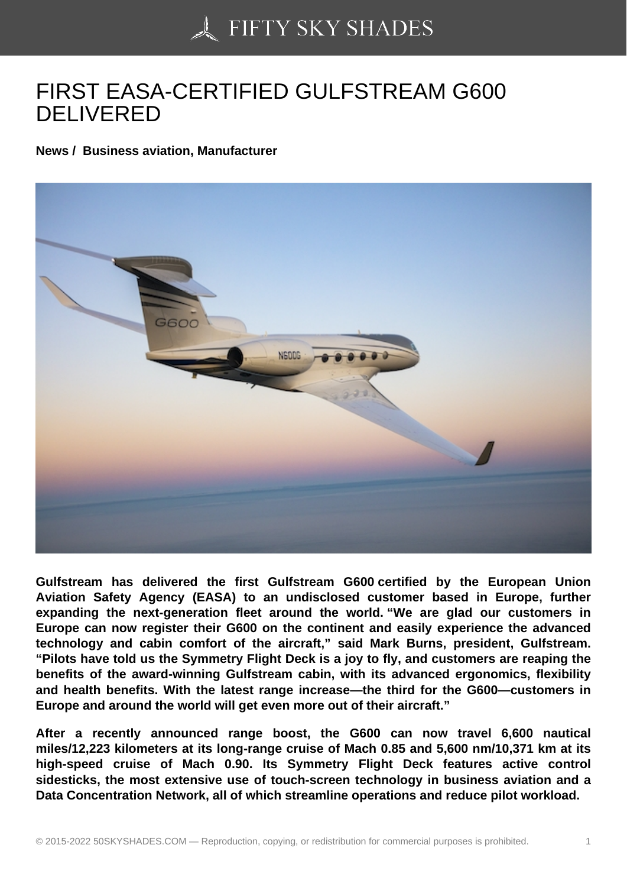# FIRST EASA-CERTIFIED GULFSTREAM G600 DELIVERED

**News / Business aviation, Manufacturer**

**Gulfstream has delivered the first Gulfstream G600 certified by the European Union Aviation Safety Agency (EASA) to an undisclosed customer based in Europe, further expanding the next-generation fleet around the world. "We are glad our customers in Europe can now register their G600 on the continent and easily experience the advanced technology and cabin comfort of the aircraft," said Mark Burns, president, Gulfstream. "Pilots have told us the Symmetry Flight Deck is a joy to fly, and customers are reaping the benefits of the award-winning Gulfstream cabin, with its advanced ergonomics, flexibility and health benefits. With the latest range increase—the third for the G600—customers in Europe and around the world will get even more out of their aircraft."**

**After a recently announced range boost, the G600 can now travel 6,600 nautical miles/12,223 kilometers at its long-range cruise of Mach 0.85 and 5,600 nm/10,371 km at its high-speed cruise of Mach 0.90. Its Symmetry Flight Deck features active control sidesticks, the most extensive use of touch-screen technology in business aviation and a Data Concentration Network, all of which streamline operations and reduce pilot workload.**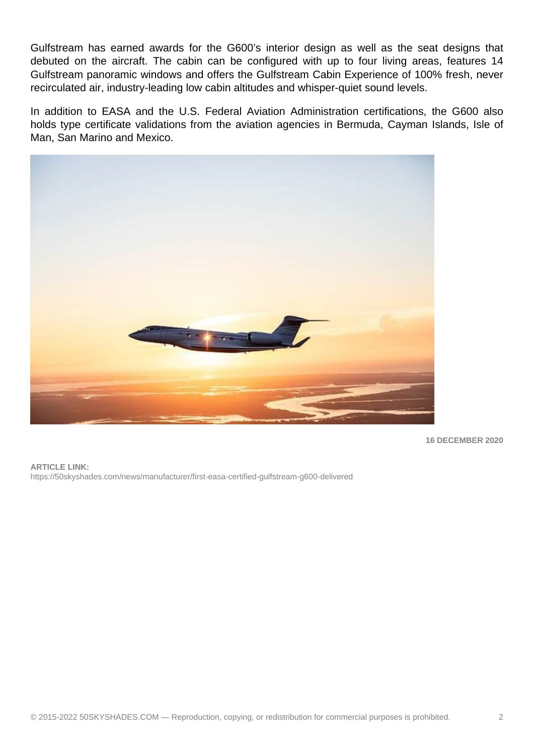Gulfstream has earned awards for the G600's interior design as well as the seat designs that debuted on the aircraft. The cabin can be configured with up to four living areas, features 14 Gulfstream panoramic windows and offers the Gulfstream Cabin Experience of 100% fresh, never recirculated air, industry-leading low cabin altitudes and whisper-quiet sound levels.

In addition to EASA and the U.S. Federal Aviation Administration certifications, the G600 also holds type certificate validations from the aviation agencies in Bermuda, Cayman Islands, Isle of Man, San Marino and Mexico.

**16 DECEMBER 2020**

**ARTICLE LINK:**
https://50skyshades.com/news/manufacturer/first-easa-certified-gulfstream-g600-delivered